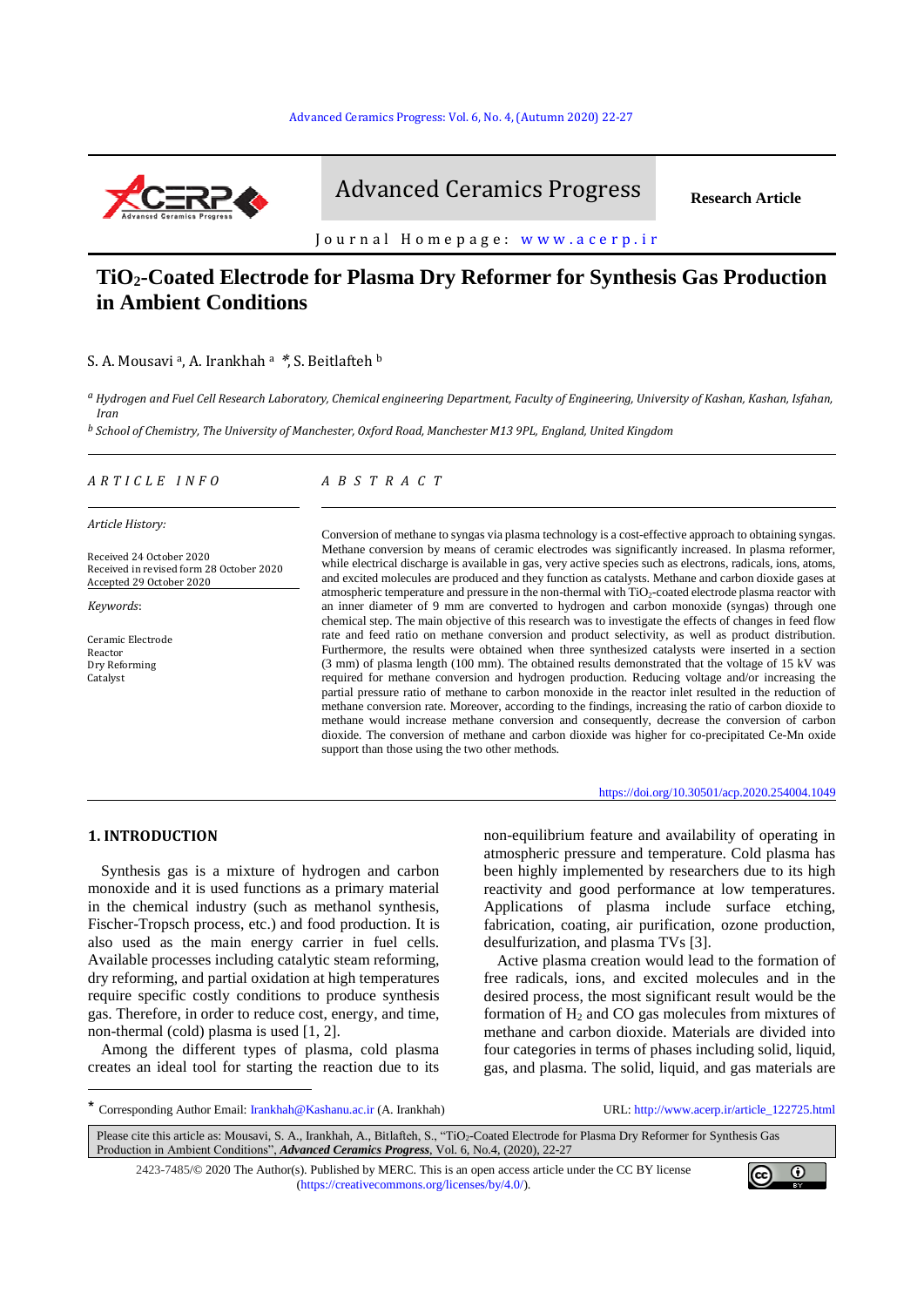Research Article

# $TiO_2$-Coated Electrode for Plasma Dry Reformer for Synthesis Gas Production in Ambient Conditions

S. A. Mousavi [a], A. Irankhah [a] *, S. Beitlafteh [b]

[a] *Hydrogen and Fuel Cell Research Laboratory, Chemical engineering Department, Faculty of Engineering, University of Kashan, Kashan, Isfahan, Iran*

[b] *School of Chemistry, The University of Manchester, Oxford Road, Manchester M13 9PL, England, United Kingdom*

## ARTICLE INFO

*Article History:*

Received 24 October 2020
Received in revised form 28 October 2020
Accepted 29 October 2020

*Keywords:*

Ceramic Electrode
Reactor
Dry Reforming
Catalyst

## ABSTRACT

Conversion of methane to syngas via plasma technology is a cost-effective approach to obtaining syngas. Methane conversion by means of ceramic electrodes was significantly increased. In plasma reformer, while electrical discharge is available in gas, very active species such as electrons, radicals, ions, atoms, and excited molecules are produced and they function as catalysts. Methane and carbon dioxide gases at atmospheric temperature and pressure in the non-thermal with $TiO_2$-coated electrode plasma reactor with an inner diameter of 9 mm are converted to hydrogen and carbon monoxide (syngas) through one chemical step. The main objective of this research was to investigate the effects of changes in feed flow rate and feed ratio on methane conversion and product selectivity, as well as product distribution. Furthermore, the results were obtained when three synthesized catalysts were inserted in a section (3 mm) of plasma length (100 mm). The obtained results demonstrated that the voltage of 15 kV was required for methane conversion and hydrogen production. Reducing voltage and/or increasing the partial pressure ratio of methane to carbon monoxide in the reactor inlet resulted in the reduction of methane conversion rate. Moreover, according to the findings, increasing the ratio of carbon dioxide to methane would increase methane conversion and consequently, decrease the conversion of carbon dioxide. The conversion of methane and carbon dioxide was higher for co-precipitated Ce-Mn oxide support than those using the two other methods.

https://doi.org/10.30501/acp.2020.254004.1049

## 1. INTRODUCTION

Synthesis gas is a mixture of hydrogen and carbon monoxide and it is used functions as a primary material in the chemical industry (such as methanol synthesis, Fischer-Tropsch process, etc.) and food production. It is also used as the main energy carrier in fuel cells. Available processes including catalytic steam reforming, dry reforming, and partial oxidation at high temperatures require specific costly conditions to produce synthesis gas. Therefore, in order to reduce cost, energy, and time, non-thermal (cold) plasma is used [1, 2].

Among the different types of plasma, cold plasma creates an ideal tool for starting the reaction due to its non-equilibrium feature and availability of operating in atmospheric pressure and temperature. Cold plasma has been highly implemented by researchers due to its high reactivity and good performance at low temperatures. Applications of plasma include surface etching, fabrication, coating, air purification, ozone production, desulfurization, and plasma TVs [3].

Active plasma creation would lead to the formation of free radicals, ions, and excited molecules and in the desired process, the most significant result would be the formation of $H_2$ and CO gas molecules from mixtures of methane and carbon dioxide. Materials are divided into four categories in terms of phases including solid, liquid, gas, and plasma. The solid, liquid, and gas materials are

* Corresponding Author Email: Irankhah@Kashanu.ac.ir (A. Irankhah)

URL: http://www.acerp.ir/article_122725.html

Please cite this article as: Mousavi, S. A., Irankhah, A., Bitlafteh, S., "$TiO_2$-Coated Electrode for Plasma Dry Reformer for Synthesis Gas Production in Ambient Conditions", ***Advanced Ceramics Progress***, Vol. 6, No.4, (2020), 22-27

2423-7485/© 2020 The Author(s). Published by MERC. This is an open access article under the CC BY license (https://creativecommons.org/licenses/by/4.0/).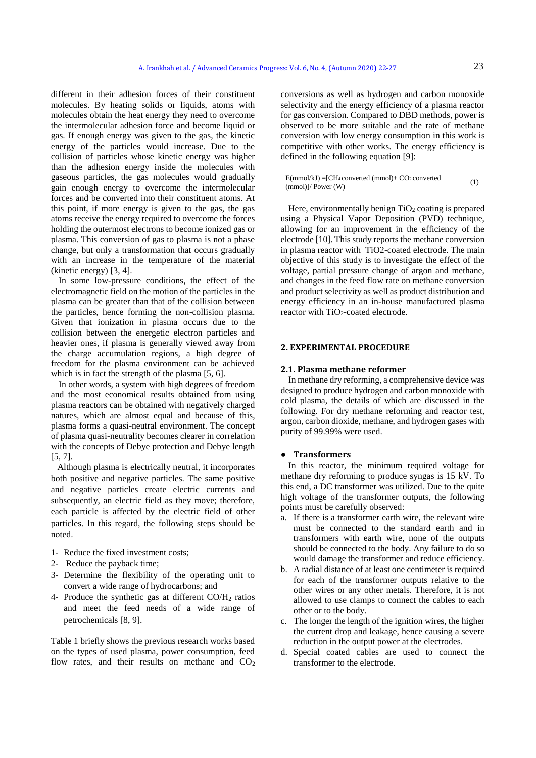different in their adhesion forces of their constituent molecules. By heating solids or liquids, atoms with molecules obtain the heat energy they need to overcome the intermolecular adhesion force and become liquid or gas. If enough energy was given to the gas, the kinetic energy of the particles would increase. Due to the collision of particles whose kinetic energy was higher than the adhesion energy inside the molecules with gaseous particles, the gas molecules would gradually gain enough energy to overcome the intermolecular forces and be converted into their constituent atoms. At this point, if more energy is given to the gas, the gas atoms receive the energy required to overcome the forces holding the outermost electrons to become ionized gas or plasma. This conversion of gas to plasma is not a phase change, but only a transformation that occurs gradually with an increase in the temperature of the material (kinetic energy) [3, 4].

In some low-pressure conditions, the effect of the electromagnetic field on the motion of the particles in the plasma can be greater than that of the collision between the particles, hence forming the non-collision plasma. Given that ionization in plasma occurs due to the collision between the energetic electron particles and heavier ones, if plasma is generally viewed away from the charge accumulation regions, a high degree of freedom for the plasma environment can be achieved which is in fact the strength of the plasma [5, 6].

In other words, a system with high degrees of freedom and the most economical results obtained from using plasma reactors can be obtained with negatively charged natures, which are almost equal and because of this, plasma forms a quasi-neutral environment. The concept of plasma quasi-neutrality becomes clearer in correlation with the concepts of Debye protection and Debye length [5, 7].

Although plasma is electrically neutral, it incorporates both positive and negative particles. The same positive and negative particles create electric currents and subsequently, an electric field as they move; therefore, each particle is affected by the electric field of other particles. In this regard, the following steps should be noted.

1- Reduce the fixed investment costs;
2- Reduce the payback time;
3- Determine the flexibility of the operating unit to convert a wide range of hydrocarbons; and
4- Produce the synthetic gas at different $CO/H_2$ ratios and meet the feed needs of a wide range of petrochemicals [8, 9].

Table 1 briefly shows the previous research works based on the types of used plasma, power consumption, feed flow rates, and their results on methane and $CO_2$ conversions as well as hydrogen and carbon monoxide selectivity and the energy efficiency of a plasma reactor for gas conversion. Compared to DBD methods, power is observed to be more suitable and the rate of methane conversion with low energy consumption in this work is competitive with other works. The energy efficiency is defined in the following equation [9]:

$$E(\text{mmol/kJ}) = [CH_4 \text{ converted (mmol)} + CO_2 \text{ converted (mmol)}] / \text{Power (W)} \quad (1)$$

Here, environmentally benign $TiO_2$ coating is prepared using a Physical Vapor Deposition (PVD) technique, allowing for an improvement in the efficiency of the electrode [10]. This study reports the methane conversion in plasma reactor with $TiO_2$-coated electrode. The main objective of this study is to investigate the effect of the voltage, partial pressure change of argon and methane, and changes in the feed flow rate on methane conversion and product selectivity as well as product distribution and energy efficiency in an in-house manufactured plasma reactor with $TiO_2$-coated electrode.

## 2. EXPERIMENTAL PROCEDURE

### 2.1. Plasma methane reformer

In methane dry reforming, a comprehensive device was designed to produce hydrogen and carbon monoxide with cold plasma, the details of which are discussed in the following. For dry methane reforming and reactor test, argon, carbon dioxide, methane, and hydrogen gases with purity of 99.99% were used.

- **Transformers**

In this reactor, the minimum required voltage for methane dry reforming to produce syngas is 15 kV. To this end, a DC transformer was utilized. Due to the quite high voltage of the transformer outputs, the following points must be carefully observed:

a. If there is a transformer earth wire, the relevant wire must be connected to the standard earth and in transformers with earth wire, none of the outputs should be connected to the body. Any failure to do so would damage the transformer and reduce efficiency.
b. A radial distance of at least one centimeter is required for each of the transformer outputs relative to the other wires or any other metals. Therefore, it is not allowed to use clamps to connect the cables to each other or to the body.
c. The longer the length of the ignition wires, the higher the current drop and leakage, hence causing a severe reduction in the output power at the electrodes.
d. Special coated cables are used to connect the transformer to the electrode.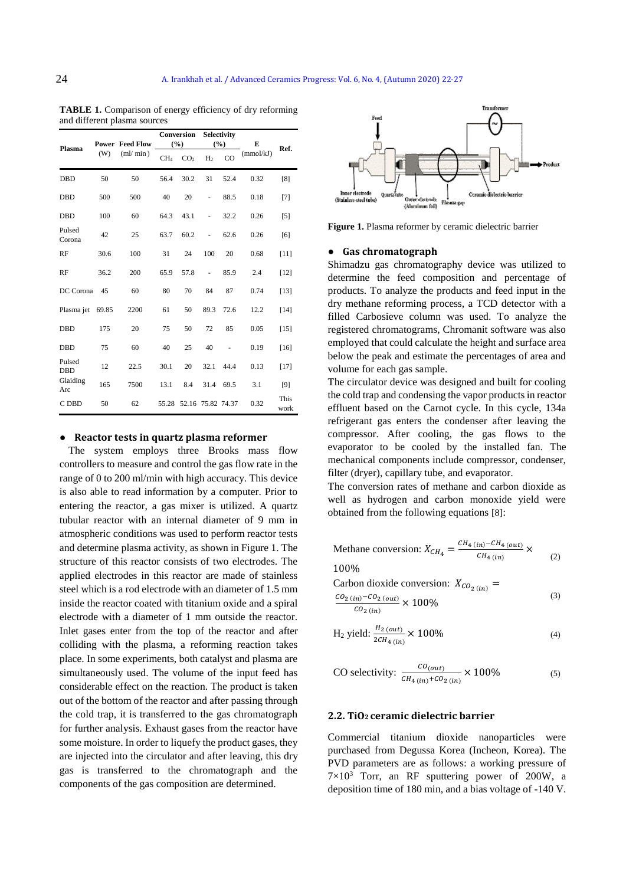**TABLE 1.** Comparison of energy efficiency of dry reforming and different plasma sources

| Plasma | Power (W) | Feed Flow (ml/ min) | Conversion (%) | | Selectivity (%) | | E (mmol/kJ) | Ref. |
|---|---|---|---|---|---|---|---|---|
| | | | $CH_4$ | $CO_2$ | $H_2$ | CO | | |
| DBD | 50 | 50 | 56.4 | 30.2 | 31 | 52.4 | 0.32 | [8] |
| DBD | 500 | 500 | 40 | 20 | - | 88.5 | 0.18 | [7] |
| DBD | 100 | 60 | 64.3 | 43.1 | - | 32.2 | 0.26 | [5] |
| Pulsed Corona | 42 | 25 | 63.7 | 60.2 | - | 62.6 | 0.26 | [6] |
| RF | 30.6 | 100 | 31 | 24 | 100 | 20 | 0.68 | [11] |
| RF | 36.2 | 200 | 65.9 | 57.8 | - | 85.9 | 2.4 | [12] |
| DC Corona | 45 | 60 | 80 | 70 | 84 | 87 | 0.74 | [13] |
| Plasma jet | 69.85 | 2200 | 61 | 50 | 89.3 | 72.6 | 12.2 | [14] |
| DBD | 175 | 20 | 75 | 50 | 72 | 85 | 0.05 | [15] |
| DBD | 75 | 60 | 40 | 25 | 40 | - | 0.19 | [16] |
| Pulsed DBD | 12 | 22.5 | 30.1 | 20 | 32.1 | 44.4 | 0.13 | [17] |
| Glaiding Arc | 165 | 7500 | 13.1 | 8.4 | 31.4 | 69.5 | 3.1 | [9] |
| C DBD | 50 | 62 | 55.28 | 52.16 | 75.82 | 74.37 | 0.32 | This work |

- **Reactor tests in quartz plasma reformer**

The system employs three Brooks mass flow controllers to measure and control the gas flow rate in the range of 0 to 200 ml/min with high accuracy. This device is also able to read information by a computer. Prior to entering the reactor, a gas mixer is utilized. A quartz tubular reactor with an internal diameter of 9 mm in atmospheric conditions was used to perform reactor tests and determine plasma activity, as shown in Figure 1. The structure of this reactor consists of two electrodes. The applied electrodes in this reactor are made of stainless steel which is a rod electrode with an diameter of 1.5 mm inside the reactor coated with titanium oxide and a spiral electrode with a diameter of 1 mm outside the reactor. Inlet gases enter from the top of the reactor and after colliding with the plasma, a reforming reaction takes place. In some experiments, both catalyst and plasma are simultaneously used. The volume of the input feed has considerable effect on the reaction. The product is taken out of the bottom of the reactor and after passing through the cold trap, it is transferred to the gas chromatograph for further analysis. Exhaust gases from the reactor have some moisture. In order to liquefy the product gases, they are injected into the circulator and after leaving, this dry gas is transferred to the chromatograph and the components of the gas composition are determined.

Feed

Transformer

Product

Inner electrode (Stainless-steel tube)

Quartz tube

Outer electrode (Aluminum foil)

Plasma gap

Ceramic dielectric barrier

**Figure 1.** Plasma reformer by ceramic dielectric barrier

- **Gas chromatograph**

Shimadzu gas chromatography device was utilized to determine the feed composition and percentage of products. To analyze the products and feed input in the dry methane reforming process, a TCD detector with a filled Carbosieve column was used. To analyze the registered chromatograms, Chromanit software was also employed that could calculate the height and surface area below the peak and estimate the percentages of area and volume for each gas sample.

The circulator device was designed and built for cooling the cold trap and condensing the vapor products in reactor effluent based on the Carnot cycle. In this cycle, 134a refrigerant gas enters the condenser after leaving the compressor. After cooling, the gas flows to the evaporator to be cooled by the installed fan. The mechanical components include compressor, condenser, filter (dryer), capillary tube, and evaporator.

The conversion rates of methane and carbon dioxide as well as hydrogen and carbon monoxide yield were obtained from the following equations [8]:

$$\text{Methane conversion: } X_{CH_4} = \frac{CH_{4\,(in)} - CH_{4\,(out)}}{CH_{4\,(in)}} \times 100\% \quad (2)$$

$$\text{Carbon dioxide conversion: } X_{CO_{2\,(in)}} = \frac{CO_{2\,(in)} - CO_{2\,(out)}}{CO_{2\,(in)}} \times 100\% \quad (3)$$

$$H_2 \text{ yield: } \frac{H_{2\,(out)}}{2CH_{4\,(in)}} \times 100\% \quad (4)$$

$$\text{CO selectivity: } \frac{CO_{(out)}}{CH_{4\,(in)} + CO_{2\,(in)}} \times 100\% \quad (5)$$

## 2.2. $TiO_2$ ceramic dielectric barrier

Commercial titanium dioxide nanoparticles were purchased from Degussa Korea (Incheon, Korea). The PVD parameters are as follows: a working pressure of $7\times10^3$ Torr, an RF sputtering power of 200W, a deposition time of 180 min, and a bias voltage of -140 V.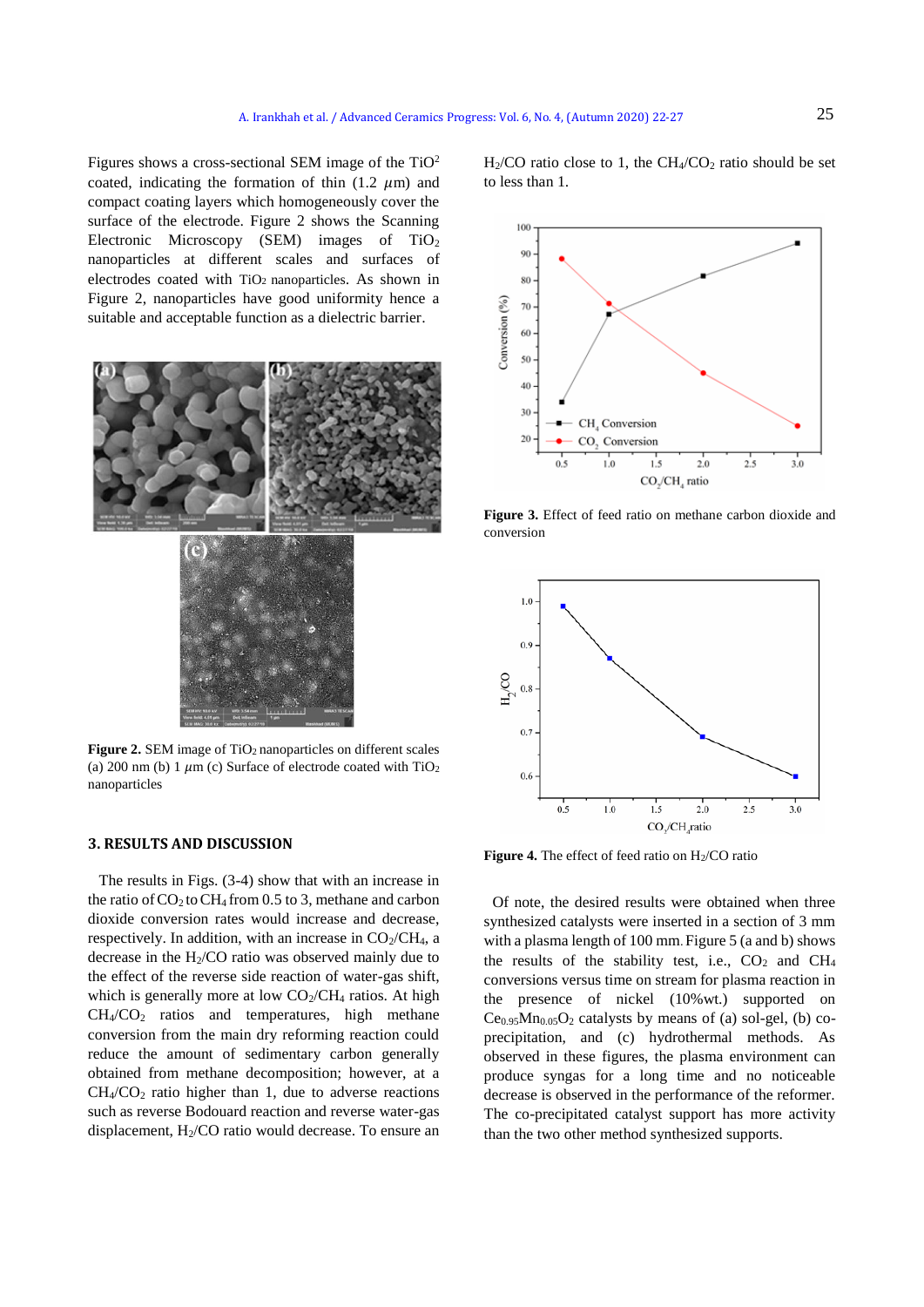Figures shows a cross-sectional SEM image of the $TiO^2$ coated, indicating the formation of thin (1.2 $\mu$m) and compact coating layers which homogeneously cover the surface of the electrode. Figure 2 shows the Scanning Electronic Microscopy (SEM) images of $TiO_2$ nanoparticles at different scales and surfaces of electrodes coated with $TiO_2$ nanoparticles. As shown in Figure 2, nanoparticles have good uniformity hence a suitable and acceptable function as a dielectric barrier.

**Figure 2.** SEM image of $TiO_2$ nanoparticles on different scales (a) 200 nm (b) 1 $\mu$m (c) Surface of electrode coated with $TiO_2$ nanoparticles

## 3. RESULTS AND DISCUSSION

The results in Figs. (3-4) show that with an increase in the ratio of $CO_2$ to $CH_4$ from 0.5 to 3, methane and carbon dioxide conversion rates would increase and decrease, respectively. In addition, with an increase in $CO_2/CH_4$, a decrease in the $H_2/CO$ ratio was observed mainly due to the effect of the reverse side reaction of water-gas shift, which is generally more at low $CO_2/CH_4$ ratios. At high $CH_4/CO_2$ ratios and temperatures, high methane conversion from the main dry reforming reaction could reduce the amount of sedimentary carbon generally obtained from methane decomposition; however, at a $CH_4/CO_2$ ratio higher than 1, due to adverse reactions such as reverse Bodouard reaction and reverse water-gas displacement, $H_2/CO$ ratio would decrease. To ensure an $H_2/CO$ ratio close to 1, the $CH_4/CO_2$ ratio should be set to less than 1.

Conversion (%)
100
90
80
70
60
50
40
30
20
CH$_4$ Conversion
CO$_2$ Conversion
0.5 1.0 1.5 2.0 2.5 3.0
CO$_2$/CH$_4$ ratio

**Figure 3.** Effect of feed ratio on methane carbon dioxide and conversion

H$_2$/CO
1.0
0.9
0.8
0.7
0.6
0.5 1.0 1.5 2.0 2.5 3.0
CO$_2$/CH$_4$ratio

**Figure 4.** The effect of feed ratio on $H_2/CO$ ratio

Of note, the desired results were obtained when three synthesized catalysts were inserted in a section of 3 mm with a plasma length of 100 mm. Figure 5 (a and b) shows the results of the stability test, i.e., $CO_2$ and $CH_4$ conversions versus time on stream for plasma reaction in the presence of nickel (10%wt.) supported on $Ce_{0.95}Mn_{0.05}O_2$ catalysts by means of (a) sol-gel, (b) co-precipitation, and (c) hydrothermal methods. As observed in these figures, the plasma environment can produce syngas for a long time and no noticeable decrease is observed in the performance of the reformer. The co-precipitated catalyst support has more activity than the two other method synthesized supports.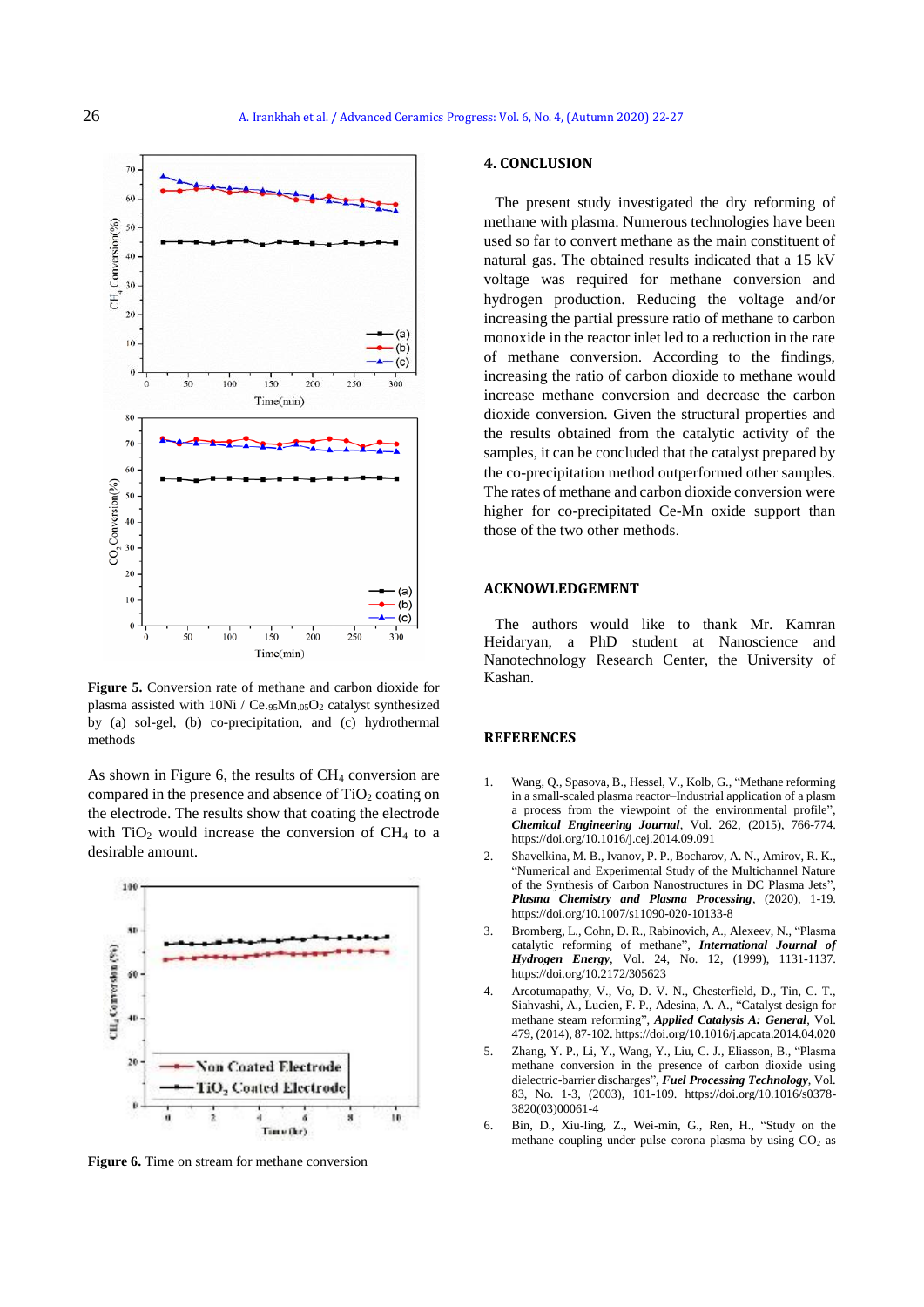$CH_4$ Conversion(%)

70
60
50
40
30
20
10
0

0 50 100 150 200 250 300

Time(min)

(a)
(b)
(c)

$CO_2$ Conversion(%)

80
70
60
50
40
30
20
10
0

0 50 100 150 200 250 300

Time(min)

(a)
(b)
(c)

**Figure 5.** Conversion rate of methane and carbon dioxide for plasma assisted with 10Ni / $Ce_{.95}Mn_{.05}O_2$ catalyst synthesized by (a) sol-gel, (b) co-precipitation, and (c) hydrothermal methods

As shown in Figure 6, the results of $CH_4$ conversion are compared in the presence and absence of $TiO_2$ coating on the electrode. The results show that coating the electrode with $TiO_2$ would increase the conversion of $CH_4$ to a desirable amount.

$CH_4$ Conversion (%)

100
80
60
40
20
0

0 2 4 6 8 10

Time (hr)

Non Coated Electrode
$TiO_2$ Coated Electrode

**Figure 6.** Time on stream for methane conversion

## 4. CONCLUSION

The present study investigated the dry reforming of methane with plasma. Numerous technologies have been used so far to convert methane as the main constituent of natural gas. The obtained results indicated that a 15 kV voltage was required for methane conversion and hydrogen production. Reducing the voltage and/or increasing the partial pressure ratio of methane to carbon monoxide in the reactor inlet led to a reduction in the rate of methane conversion. According to the findings, increasing the ratio of carbon dioxide to methane would increase methane conversion and decrease the carbon dioxide conversion. Given the structural properties and the results obtained from the catalytic activity of the samples, it can be concluded that the catalyst prepared by the co-precipitation method outperformed other samples. The rates of methane and carbon dioxide conversion were higher for co-precipitated Ce-Mn oxide support than those of the two other methods.

## ACKNOWLEDGEMENT

The authors would like to thank Mr. Kamran Heidaryan, a PhD student at Nanoscience and Nanotechnology Research Center, the University of Kashan.

## REFERENCES

1. Wang, Q., Spasova, B., Hessel, V., Kolb, G., "Methane reforming in a small-scaled plasma reactor–Industrial application of a plasm a process from the viewpoint of the environmental profile", ***Chemical Engineering Journal***, Vol. 262, (2015), 766-774. https://doi.org/10.1016/j.cej.2014.09.091
2. Shavelkina, M. B., Ivanov, P. P., Bocharov, A. N., Amirov, R. K., "Numerical and Experimental Study of the Multichannel Nature of the Synthesis of Carbon Nanostructures in DC Plasma Jets", ***Plasma Chemistry and Plasma Processing***, (2020), 1-19. https://doi.org/10.1007/s11090-020-10133-8
3. Bromberg, L., Cohn, D. R., Rabinovich, A., Alexeev, N., "Plasma catalytic reforming of methane", ***International Journal of Hydrogen Energy***, Vol. 24, No. 12, (1999), 1131-1137. https://doi.org/10.2172/305623
4. Arcotumapathy, V., Vo, D. V. N., Chesterfield, D., Tin, C. T., Siahvashi, A., Lucien, F. P., Adesina, A. A., "Catalyst design for methane steam reforming", ***Applied Catalysis A: General***, Vol. 479, (2014), 87-102. https://doi.org/10.1016/j.apcata.2014.04.020
5. Zhang, Y. P., Li, Y., Wang, Y., Liu, C. J., Eliasson, B., "Plasma methane conversion in the presence of carbon dioxide using dielectric-barrier discharges", ***Fuel Processing Technology***, Vol. 83, No. 1-3, (2003), 101-109. https://doi.org/10.1016/s0378-3820(03)00061-4
6. Bin, D., Xiu-ling, Z., Wei-min, G., Ren, H., "Study on the methane coupling under pulse corona plasma by using $CO_2$ as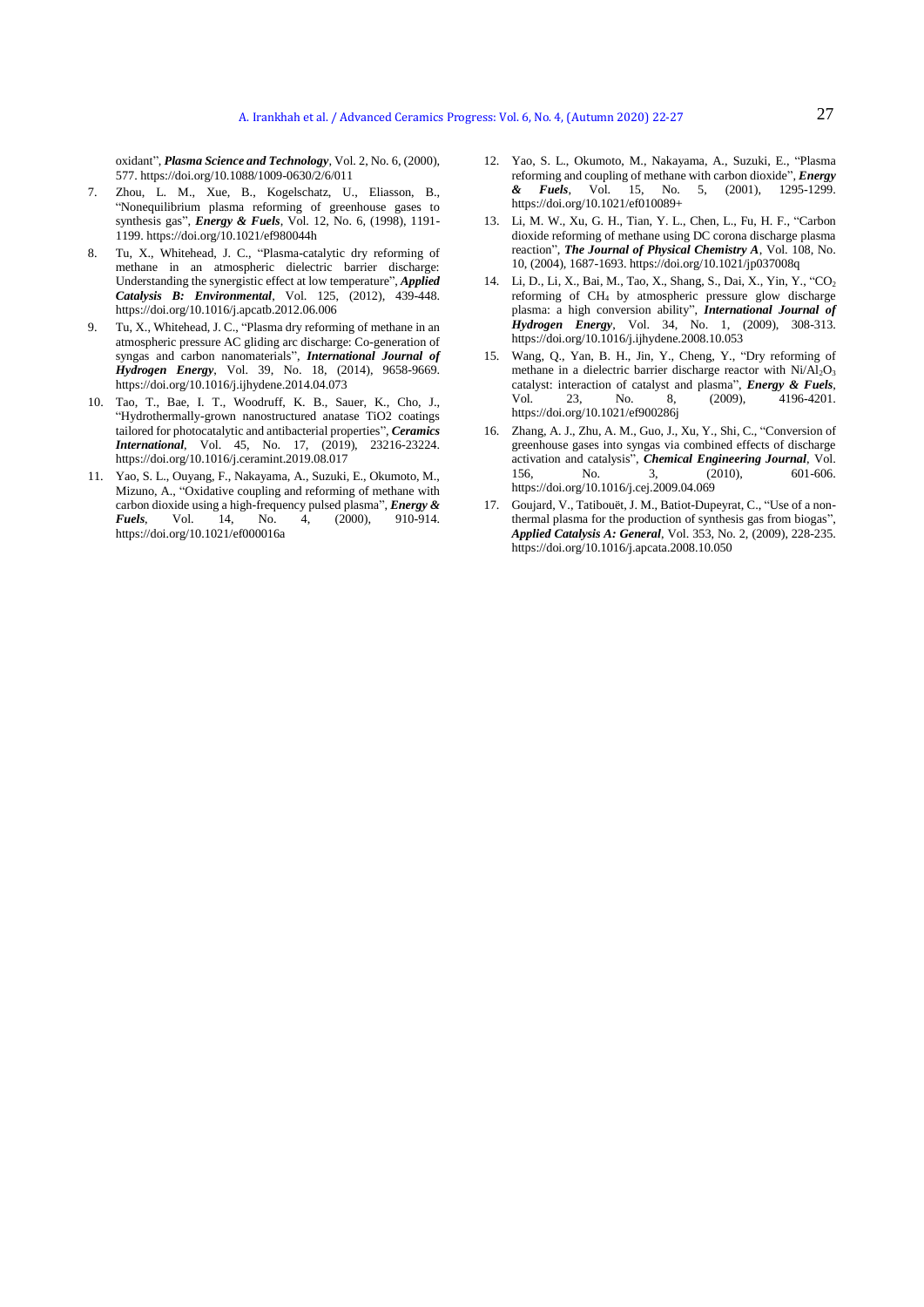oxidant", ***Plasma Science and Technology***, Vol. 2, No. 6, (2000), 577. https://doi.org/10.1088/1009-0630/2/6/011

7. Zhou, L. M., Xue, B., Kogelschatz, U., Eliasson, B., "Nonequilibrium plasma reforming of greenhouse gases to synthesis gas", ***Energy & Fuels***, Vol. 12, No. 6, (1998), 1191-1199. https://doi.org/10.1021/ef980044h
8. Tu, X., Whitehead, J. C., "Plasma-catalytic dry reforming of methane in an atmospheric dielectric barrier discharge: Understanding the synergistic effect at low temperature", ***Applied Catalysis B: Environmental***, Vol. 125, (2012), 439-448. https://doi.org/10.1016/j.apcatb.2012.06.006
9. Tu, X., Whitehead, J. C., "Plasma dry reforming of methane in an atmospheric pressure AC gliding arc discharge: Co-generation of syngas and carbon nanomaterials", ***International Journal of Hydrogen Energy***, Vol. 39, No. 18, (2014), 9658-9669. https://doi.org/10.1016/j.ijhydene.2014.04.073
10. Tao, T., Bae, I. T., Woodruff, K. B., Sauer, K., Cho, J., "Hydrothermally-grown nanostructured anatase TiO2 coatings tailored for photocatalytic and antibacterial properties", ***Ceramics International***, Vol. 45, No. 17, (2019), 23216-23224. https://doi.org/10.1016/j.ceramint.2019.08.017
11. Yao, S. L., Ouyang, F., Nakayama, A., Suzuki, E., Okumoto, M., Mizuno, A., "Oxidative coupling and reforming of methane with carbon dioxide using a high-frequency pulsed plasma", ***Energy & Fuels***, Vol. 14, No. 4, (2000), 910-914. https://doi.org/10.1021/ef000016a
12. Yao, S. L., Okumoto, M., Nakayama, A., Suzuki, E., "Plasma reforming and coupling of methane with carbon dioxide", ***Energy & Fuels***, Vol. 15, No. 5, (2001), 1295-1299. https://doi.org/10.1021/ef010089+
13. Li, M. W., Xu, G. H., Tian, Y. L., Chen, L., Fu, H. F., "Carbon dioxide reforming of methane using DC corona discharge plasma reaction", ***The Journal of Physical Chemistry A***, Vol. 108, No. 10, (2004), 1687-1693. https://doi.org/10.1021/jp037008q
14. Li, D., Li, X., Bai, M., Tao, X., Shang, S., Dai, X., Yin, Y., "$CO_2$ reforming of $CH_4$ by atmospheric pressure glow discharge plasma: a high conversion ability", ***International Journal of Hydrogen Energy***, Vol. 34, No. 1, (2009), 308-313. https://doi.org/10.1016/j.ijhydene.2008.10.053
15. Wang, Q., Yan, B. H., Jin, Y., Cheng, Y., "Dry reforming of methane in a dielectric barrier discharge reactor with $Ni/Al_2O_3$ catalyst: interaction of catalyst and plasma", ***Energy & Fuels***, Vol. 23, No. 8, (2009), 4196-4201. https://doi.org/10.1021/ef900286j
16. Zhang, A. J., Zhu, A. M., Guo, J., Xu, Y., Shi, C., "Conversion of greenhouse gases into syngas via combined effects of discharge activation and catalysis", ***Chemical Engineering Journal***, Vol. 156, No. 3, (2010), 601-606. https://doi.org/10.1016/j.cej.2009.04.069
17. Goujard, V., Tatibouët, J. M., Batiot-Dupeyrat, C., "Use of a non-thermal plasma for the production of synthesis gas from biogas", ***Applied Catalysis A: General***, Vol. 353, No. 2, (2009), 228-235. https://doi.org/10.1016/j.apcata.2008.10.050